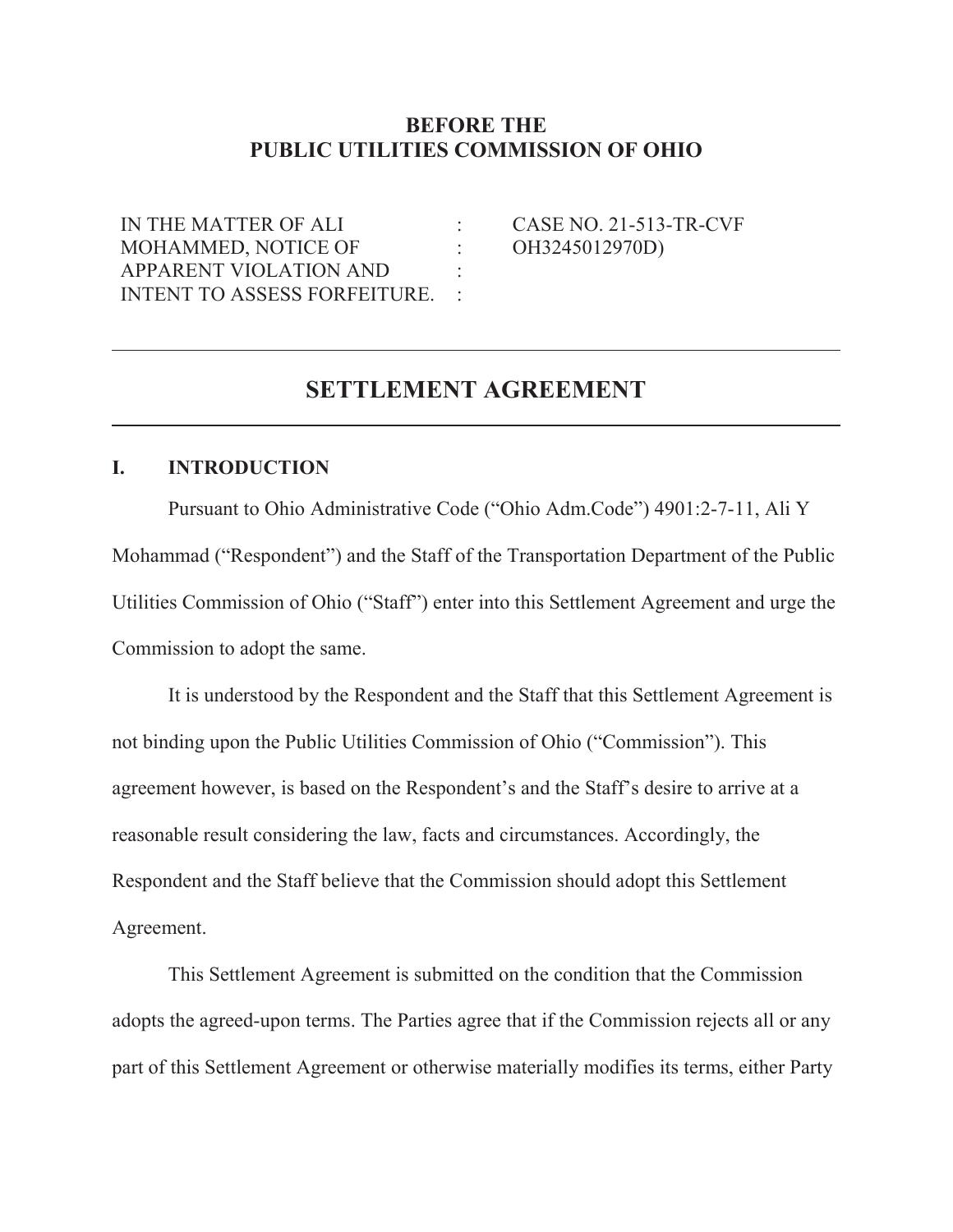**BEFORE THE**
**PUBLIC UTILITIES COMMISSION OF OHIO**

| | | |
|---|---|---|
| IN THE MATTER OF ALI MOHAMMED, NOTICE OF APPARENT VIOLATION AND INTENT TO ASSESS FORFEITURE. | : | CASE NO. 21-513-TR-CVF OH3245012970D) |

---

# SETTLEMENT AGREEMENT

---

## I. INTRODUCTION

Pursuant to Ohio Administrative Code ("Ohio Adm.Code") 4901:2-7-11, Ali Y Mohammad ("Respondent") and the Staff of the Transportation Department of the Public Utilities Commission of Ohio ("Staff") enter into this Settlement Agreement and urge the Commission to adopt the same.

It is understood by the Respondent and the Staff that this Settlement Agreement is not binding upon the Public Utilities Commission of Ohio ("Commission"). This agreement however, is based on the Respondent's and the Staff's desire to arrive at a reasonable result considering the law, facts and circumstances. Accordingly, the Respondent and the Staff believe that the Commission should adopt this Settlement Agreement.

This Settlement Agreement is submitted on the condition that the Commission adopts the agreed-upon terms. The Parties agree that if the Commission rejects all or any part of this Settlement Agreement or otherwise materially modifies its terms, either Party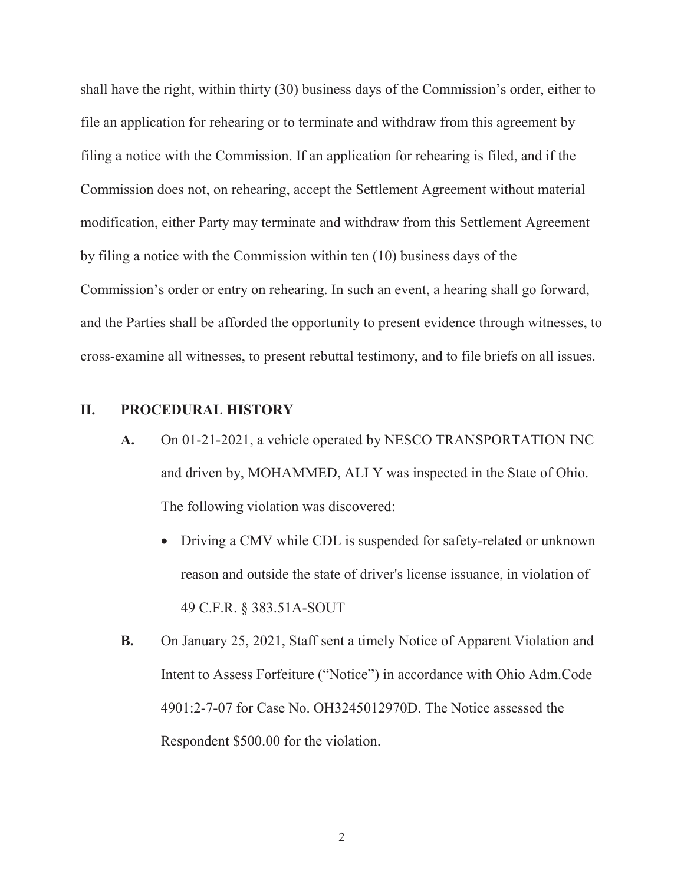shall have the right, within thirty (30) business days of the Commission's order, either to file an application for rehearing or to terminate and withdraw from this agreement by filing a notice with the Commission. If an application for rehearing is filed, and if the Commission does not, on rehearing, accept the Settlement Agreement without material modification, either Party may terminate and withdraw from this Settlement Agreement by filing a notice with the Commission within ten (10) business days of the Commission's order or entry on rehearing. In such an event, a hearing shall go forward, and the Parties shall be afforded the opportunity to present evidence through witnesses, to cross-examine all witnesses, to present rebuttal testimony, and to file briefs on all issues.

## II. PROCEDURAL HISTORY

**A.** On 01-21-2021, a vehicle operated by NESCO TRANSPORTATION INC and driven by, MOHAMMED, ALI Y was inspected in the State of Ohio. The following violation was discovered:

- Driving a CMV while CDL is suspended for safety-related or unknown reason and outside the state of driver's license issuance, in violation of 49 C.F.R. § 383.51A-SOUT

**B.** On January 25, 2021, Staff sent a timely Notice of Apparent Violation and Intent to Assess Forfeiture ("Notice") in accordance with Ohio Adm.Code 4901:2-7-07 for Case No. OH3245012970D. The Notice assessed the Respondent $500.00 for the violation.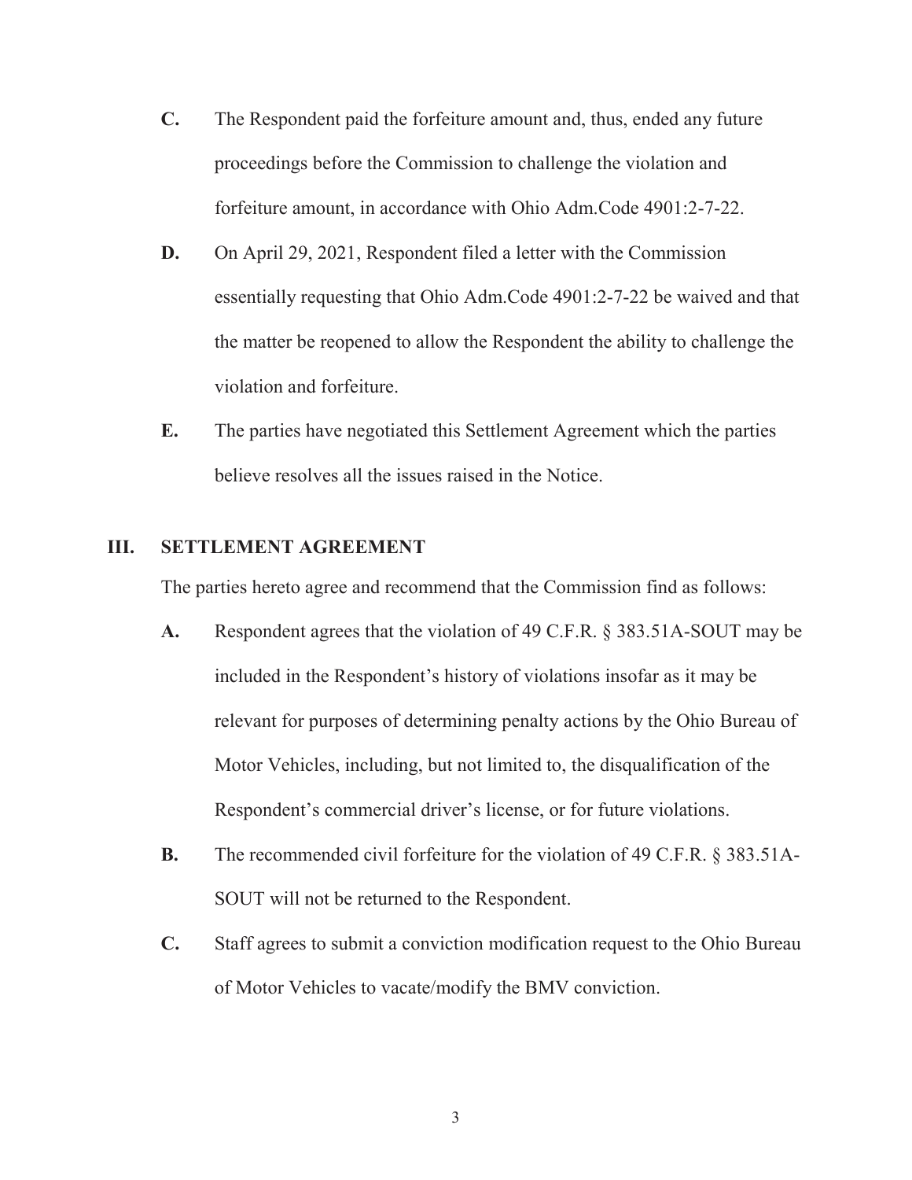**C.** The Respondent paid the forfeiture amount and, thus, ended any future proceedings before the Commission to challenge the violation and forfeiture amount, in accordance with Ohio Adm.Code 4901:2-7-22.

**D.** On April 29, 2021, Respondent filed a letter with the Commission essentially requesting that Ohio Adm.Code 4901:2-7-22 be waived and that the matter be reopened to allow the Respondent the ability to challenge the violation and forfeiture.

**E.** The parties have negotiated this Settlement Agreement which the parties believe resolves all the issues raised in the Notice.

## III. SETTLEMENT AGREEMENT

The parties hereto agree and recommend that the Commission find as follows:

**A.** Respondent agrees that the violation of 49 C.F.R. § 383.51A-SOUT may be included in the Respondent's history of violations insofar as it may be relevant for purposes of determining penalty actions by the Ohio Bureau of Motor Vehicles, including, but not limited to, the disqualification of the Respondent's commercial driver's license, or for future violations.

**B.** The recommended civil forfeiture for the violation of 49 C.F.R. § 383.51A-SOUT will not be returned to the Respondent.

**C.** Staff agrees to submit a conviction modification request to the Ohio Bureau of Motor Vehicles to vacate/modify the BMV conviction.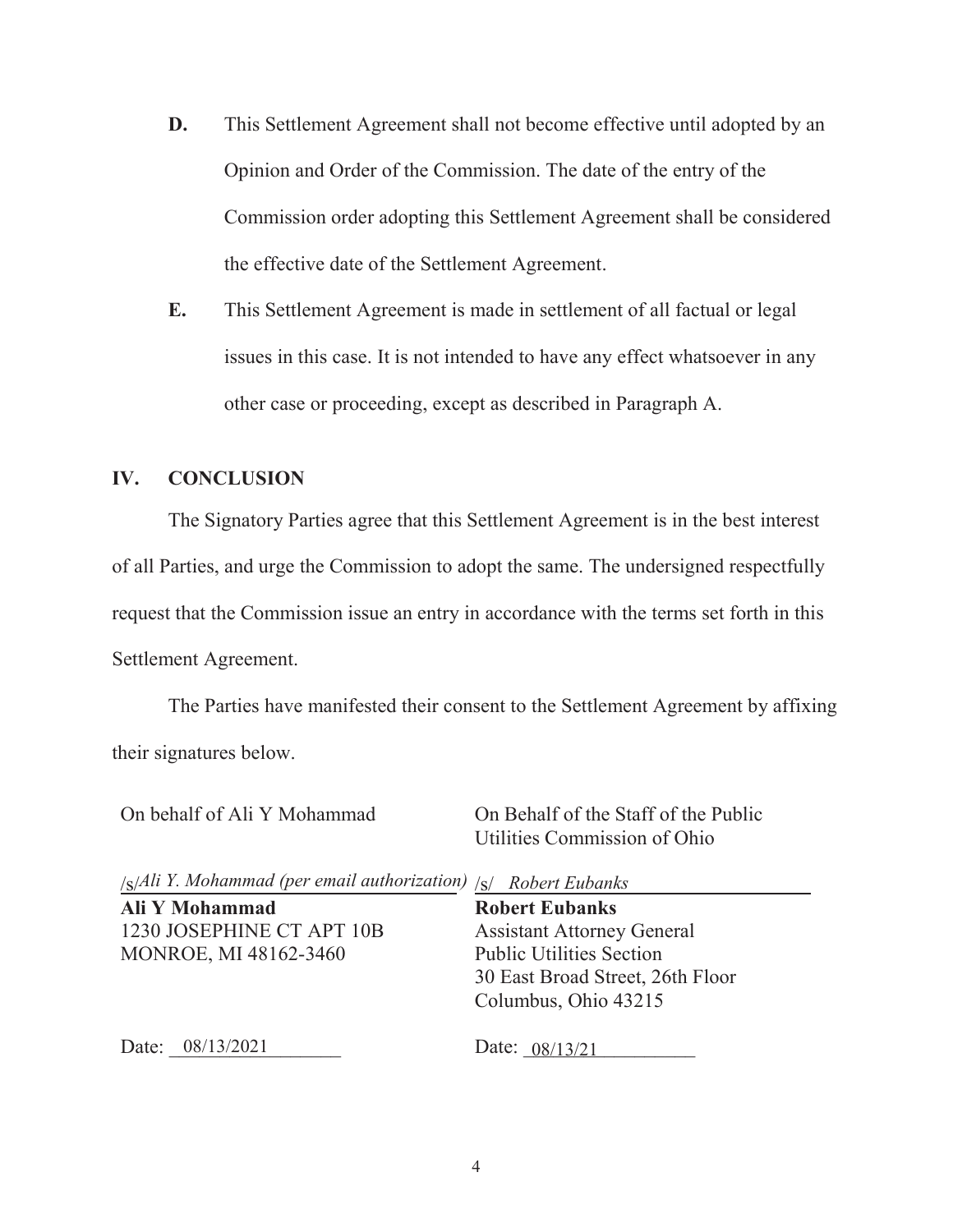**D.** This Settlement Agreement shall not become effective until adopted by an Opinion and Order of the Commission. The date of the entry of the Commission order adopting this Settlement Agreement shall be considered the effective date of the Settlement Agreement.

**E.** This Settlement Agreement is made in settlement of all factual or legal issues in this case. It is not intended to have any effect whatsoever in any other case or proceeding, except as described in Paragraph A.

## IV. CONCLUSION

The Signatory Parties agree that this Settlement Agreement is in the best interest of all Parties, and urge the Commission to adopt the same. The undersigned respectfully request that the Commission issue an entry in accordance with the terms set forth in this Settlement Agreement.

The Parties have manifested their consent to the Settlement Agreement by affixing their signatures below.

| On behalf of Ali Y Mohammad | On Behalf of the Staff of the Public Utilities Commission of Ohio |
|---|---|
| /s/*Ali Y. Mohammad (per email authorization)* | /s/ *Robert Eubanks* |
| **Ali Y Mohammad**<br>1230 JOSEPHINE CT APT 10B<br>MONROE, MI 48162-3460 | **Robert Eubanks**<br>Assistant Attorney General<br>Public Utilities Section<br>30 East Broad Street, 26th Floor<br>Columbus, Ohio 43215 |
| Date: 08/13/2021 | Date: 08/13/21 |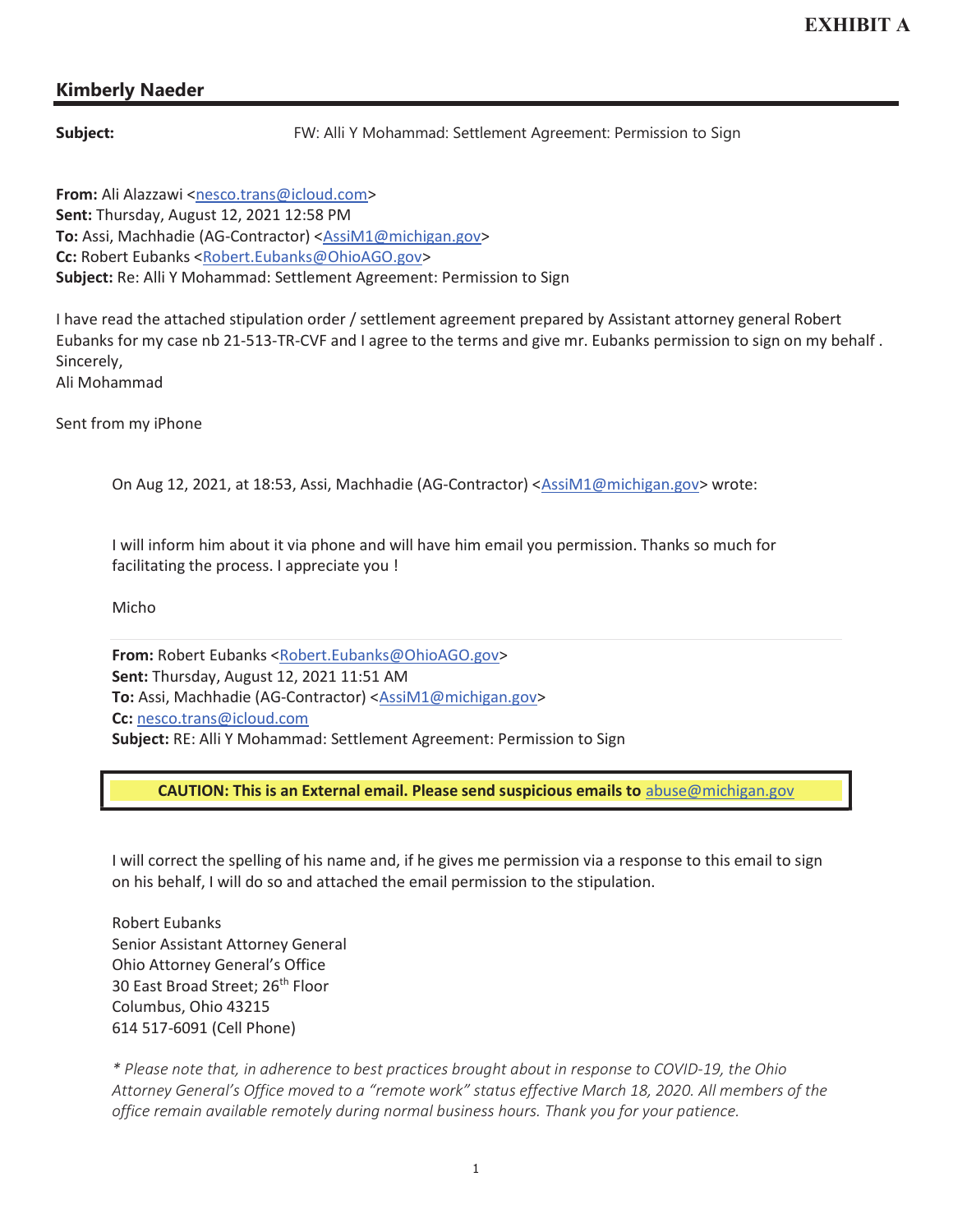**EXHIBIT A**

## Kimberly Naeder

**Subject:** FW: Alli Y Mohammad: Settlement Agreement: Permission to Sign

**From:** Ali Alazzawi <nesco.trans@icloud.com>
**Sent:** Thursday, August 12, 2021 12:58 PM
**To:** Assi, Machhadie (AG-Contractor) <AssiM1@michigan.gov>
**Cc:** Robert Eubanks <Robert.Eubanks@OhioAGO.gov>
**Subject:** Re: Alli Y Mohammad: Settlement Agreement: Permission to Sign

I have read the attached stipulation order / settlement agreement prepared by Assistant attorney general Robert Eubanks for my case nb 21-513-TR-CVF and I agree to the terms and give mr. Eubanks permission to sign on my behalf .
Sincerely,
Ali Mohammad

Sent from my iPhone

> On Aug 12, 2021, at 18:53, Assi, Machhadie (AG-Contractor) <AssiM1@michigan.gov> wrote:
>
> I will inform him about it via phone and will have him email you permission. Thanks so much for facilitating the process. I appreciate you !
>
> Micho
>
> ---
>
> **From:** Robert Eubanks <Robert.Eubanks@OhioAGO.gov>
> **Sent:** Thursday, August 12, 2021 11:51 AM
> **To:** Assi, Machhadie (AG-Contractor) <AssiM1@michigan.gov>
> **Cc:** nesco.trans@icloud.com
> **Subject:** RE: Alli Y Mohammad: Settlement Agreement: Permission to Sign
>
> **CAUTION: This is an External email. Please send suspicious emails to abuse@michigan.gov**
>
> I will correct the spelling of his name and, if he gives me permission via a response to this email to sign on his behalf, I will do so and attached the email permission to the stipulation.
>
> Robert Eubanks
> Senior Assistant Attorney General
> Ohio Attorney General's Office
> 30 East Broad Street; 26th Floor
> Columbus, Ohio 43215
> 614 517-6091 (Cell Phone)
>
> *\* Please note that, in adherence to best practices brought about in response to COVID-19, the Ohio Attorney General's Office moved to a "remote work" status effective March 18, 2020. All members of the office remain available remotely during normal business hours. Thank you for your patience.*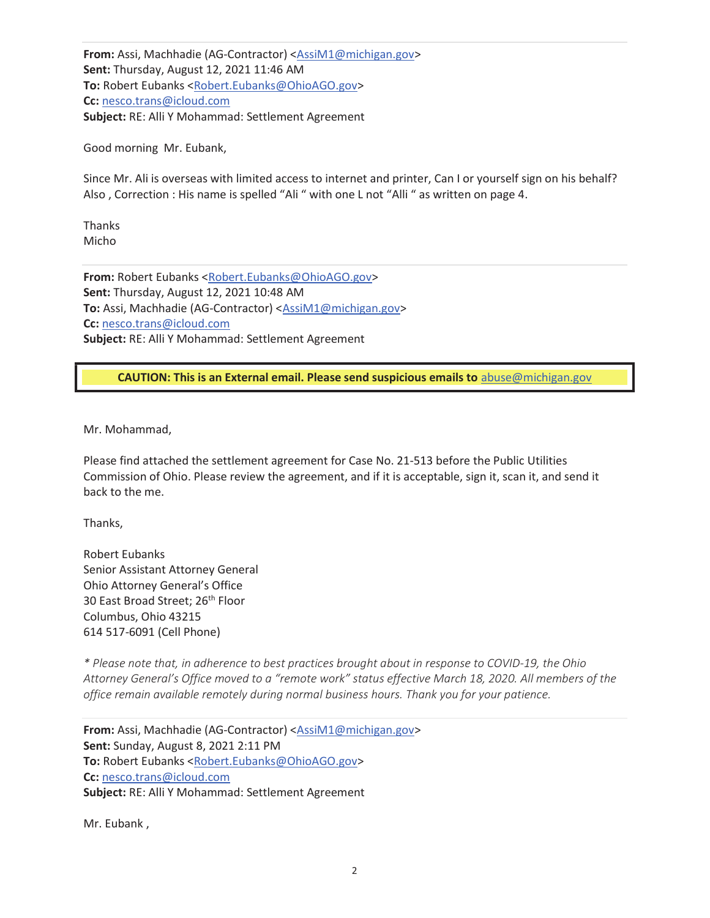**From:** Assi, Machhadie (AG-Contractor) <AssiM1@michigan.gov>
**Sent:** Thursday, August 12, 2021 11:46 AM
**To:** Robert Eubanks <Robert.Eubanks@OhioAGO.gov>
**Cc:** nesco.trans@icloud.com
**Subject:** RE: Alli Y Mohammad: Settlement Agreement

Good morning  Mr. Eubank,

Since Mr. Ali is overseas with limited access to internet and printer, Can I or yourself sign on his behalf?
Also , Correction : His name is spelled "Ali " with one L not "Alli " as written on page 4.

Thanks
Micho

---

**From:** Robert Eubanks <Robert.Eubanks@OhioAGO.gov>
**Sent:** Thursday, August 12, 2021 10:48 AM
**To:** Assi, Machhadie (AG-Contractor) <AssiM1@michigan.gov>
**Cc:** nesco.trans@icloud.com
**Subject:** RE: Alli Y Mohammad: Settlement Agreement

**CAUTION: This is an External email. Please send suspicious emails to** abuse@michigan.gov

Mr. Mohammad,

Please find attached the settlement agreement for Case No. 21-513 before the Public Utilities Commission of Ohio. Please review the agreement, and if it is acceptable, sign it, scan it, and send it back to the me.

Thanks,

Robert Eubanks
Senior Assistant Attorney General
Ohio Attorney General's Office
30 East Broad Street; 26th Floor
Columbus, Ohio 43215
614 517-6091 (Cell Phone)

*\* Please note that, in adherence to best practices brought about in response to COVID-19, the Ohio Attorney General's Office moved to a "remote work" status effective March 18, 2020. All members of the office remain available remotely during normal business hours. Thank you for your patience.*

---

**From:** Assi, Machhadie (AG-Contractor) <AssiM1@michigan.gov>
**Sent:** Sunday, August 8, 2021 2:11 PM
**To:** Robert Eubanks <Robert.Eubanks@OhioAGO.gov>
**Cc:** nesco.trans@icloud.com
**Subject:** RE: Alli Y Mohammad: Settlement Agreement

Mr. Eubank ,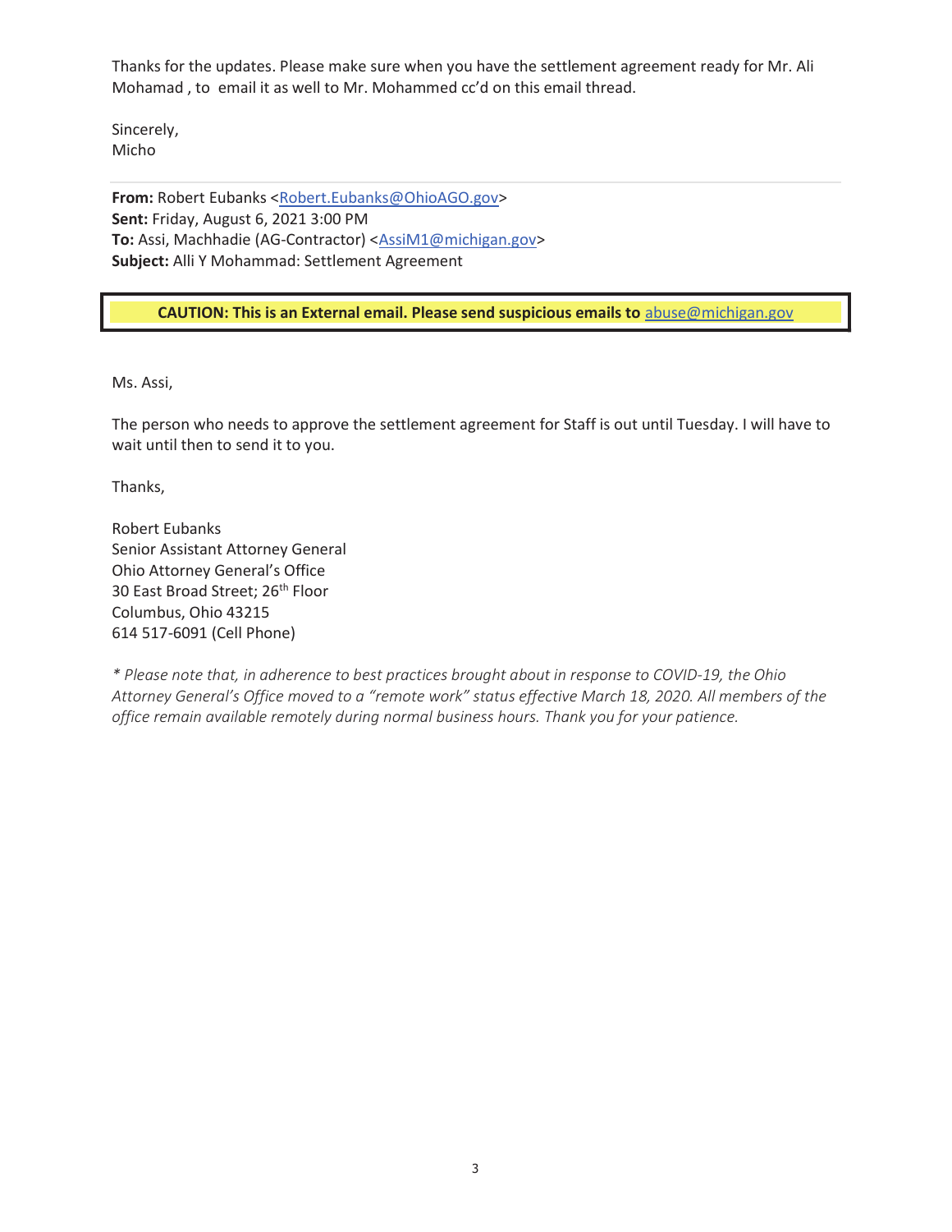Thanks for the updates. Please make sure when you have the settlement agreement ready for Mr. Ali Mohamad , to email it as well to Mr. Mohammed cc'd on this email thread.

Sincerely,
Micho

---

**From:** Robert Eubanks <Robert.Eubanks@OhioAGO.gov>
**Sent:** Friday, August 6, 2021 3:00 PM
**To:** Assi, Machhadie (AG-Contractor) <AssiM1@michigan.gov>
**Subject:** Alli Y Mohammad: Settlement Agreement

**CAUTION: This is an External email. Please send suspicious emails to abuse@michigan.gov**

Ms. Assi,

The person who needs to approve the settlement agreement for Staff is out until Tuesday. I will have to wait until then to send it to you.

Thanks,

Robert Eubanks
Senior Assistant Attorney General
Ohio Attorney General's Office
30 East Broad Street; 26th Floor
Columbus, Ohio 43215
614 517-6091 (Cell Phone)

*\* Please note that, in adherence to best practices brought about in response to COVID-19, the Ohio Attorney General's Office moved to a "remote work" status effective March 18, 2020. All members of the office remain available remotely during normal business hours. Thank you for your patience.*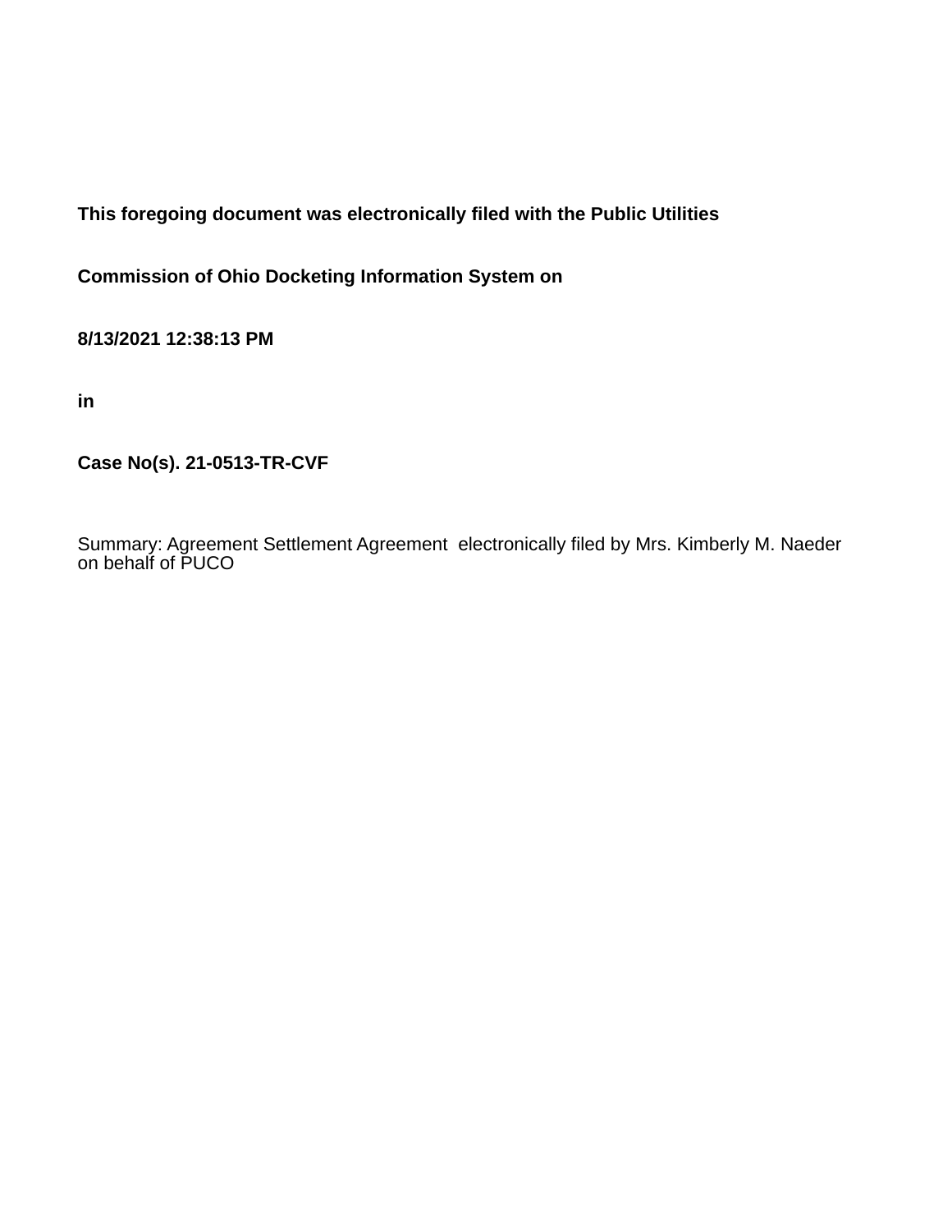**This foregoing document was electronically filed with the Public Utilities**

**Commission of Ohio Docketing Information System on**

**8/13/2021 12:38:13 PM**

**in**

**Case No(s). 21-0513-TR-CVF**

Summary: Agreement Settlement Agreement electronically filed by Mrs. Kimberly M. Naeder on behalf of PUCO